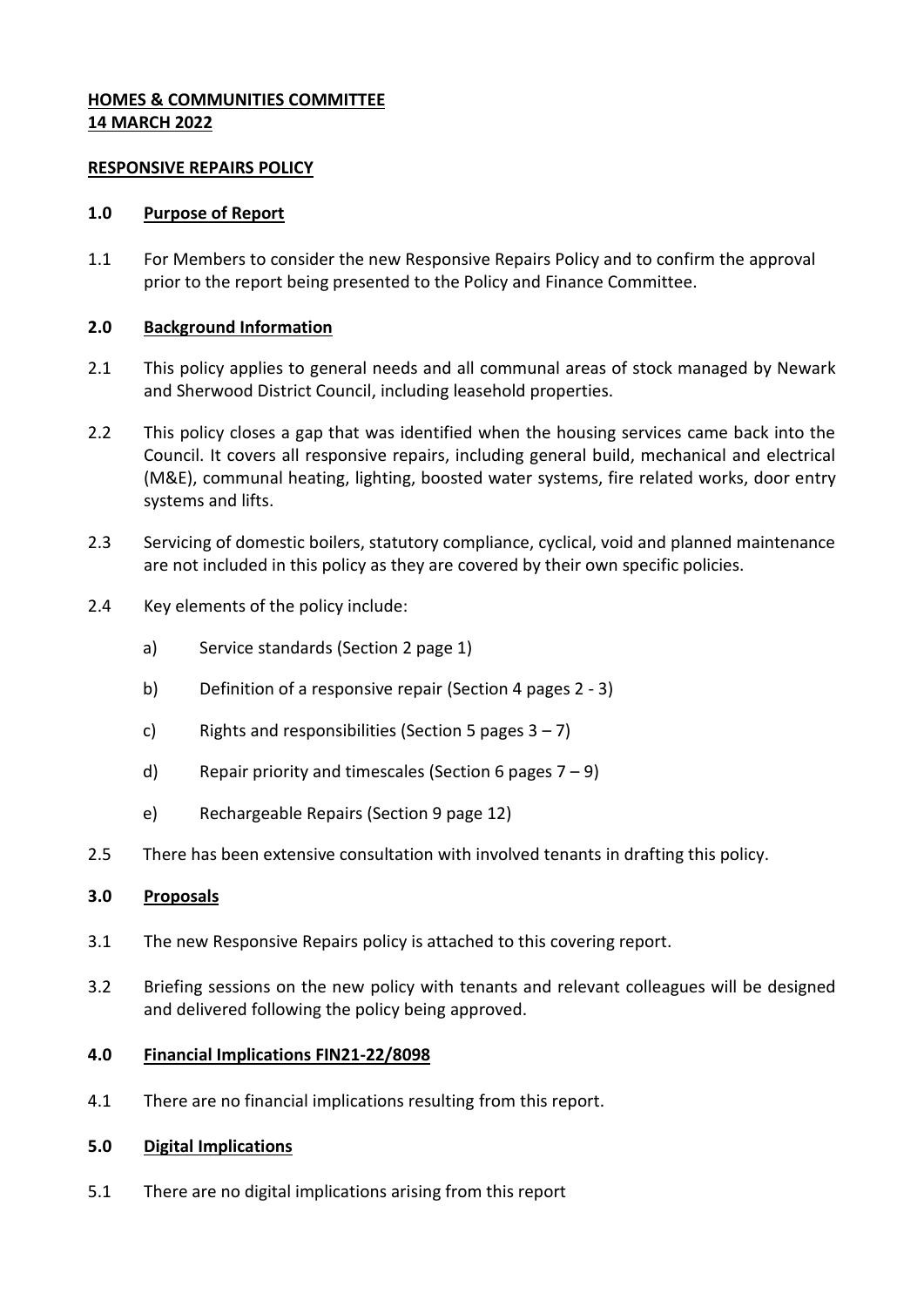**HOMES & COMMUNITIES COMMITTEE**
**14 MARCH 2022**

**RESPONSIVE REPAIRS POLICY**

## 1.0 Purpose of Report

1.1 For Members to consider the new Responsive Repairs Policy and to confirm the approval prior to the report being presented to the Policy and Finance Committee.

## 2.0 Background Information

2.1 This policy applies to general needs and all communal areas of stock managed by Newark and Sherwood District Council, including leasehold properties.

2.2 This policy closes a gap that was identified when the housing services came back into the Council. It covers all responsive repairs, including general build, mechanical and electrical (M&E), communal heating, lighting, boosted water systems, fire related works, door entry systems and lifts.

2.3 Servicing of domestic boilers, statutory compliance, cyclical, void and planned maintenance are not included in this policy as they are covered by their own specific policies.

2.4 Key elements of the policy include:

- a) Service standards (Section 2 page 1)
- b) Definition of a responsive repair (Section 4 pages 2 - 3)
- c) Rights and responsibilities (Section 5 pages 3 – 7)
- d) Repair priority and timescales (Section 6 pages 7 – 9)
- e) Rechargeable Repairs (Section 9 page 12)

2.5 There has been extensive consultation with involved tenants in drafting this policy.

## 3.0 Proposals

3.1 The new Responsive Repairs policy is attached to this covering report.

3.2 Briefing sessions on the new policy with tenants and relevant colleagues will be designed and delivered following the policy being approved.

## 4.0 Financial Implications FIN21-22/8098

4.1 There are no financial implications resulting from this report.

## 5.0 Digital Implications

5.1 There are no digital implications arising from this report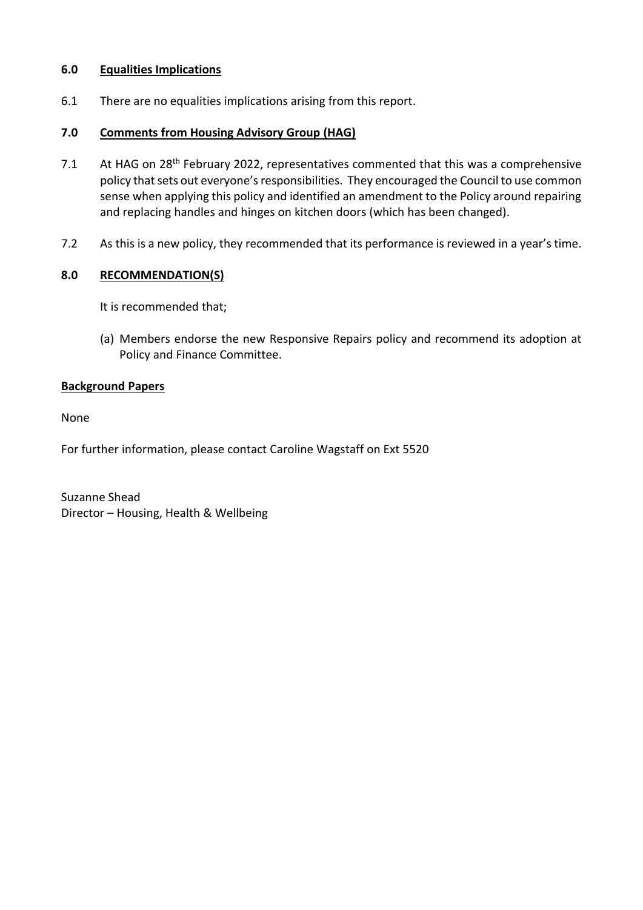## 6.0 Equalities Implications

6.1 There are no equalities implications arising from this report.

## 7.0 Comments from Housing Advisory Group (HAG)

7.1 At HAG on 28th February 2022, representatives commented that this was a comprehensive policy that sets out everyone's responsibilities. They encouraged the Council to use common sense when applying this policy and identified an amendment to the Policy around repairing and replacing handles and hinges on kitchen doors (which has been changed).

7.2 As this is a new policy, they recommended that its performance is reviewed in a year's time.

## 8.0 RECOMMENDATION(S)

It is recommended that;

(a) Members endorse the new Responsive Repairs policy and recommend its adoption at Policy and Finance Committee.

**Background Papers**

None

For further information, please contact Caroline Wagstaff on Ext 5520

Suzanne Shead
Director – Housing, Health & Wellbeing